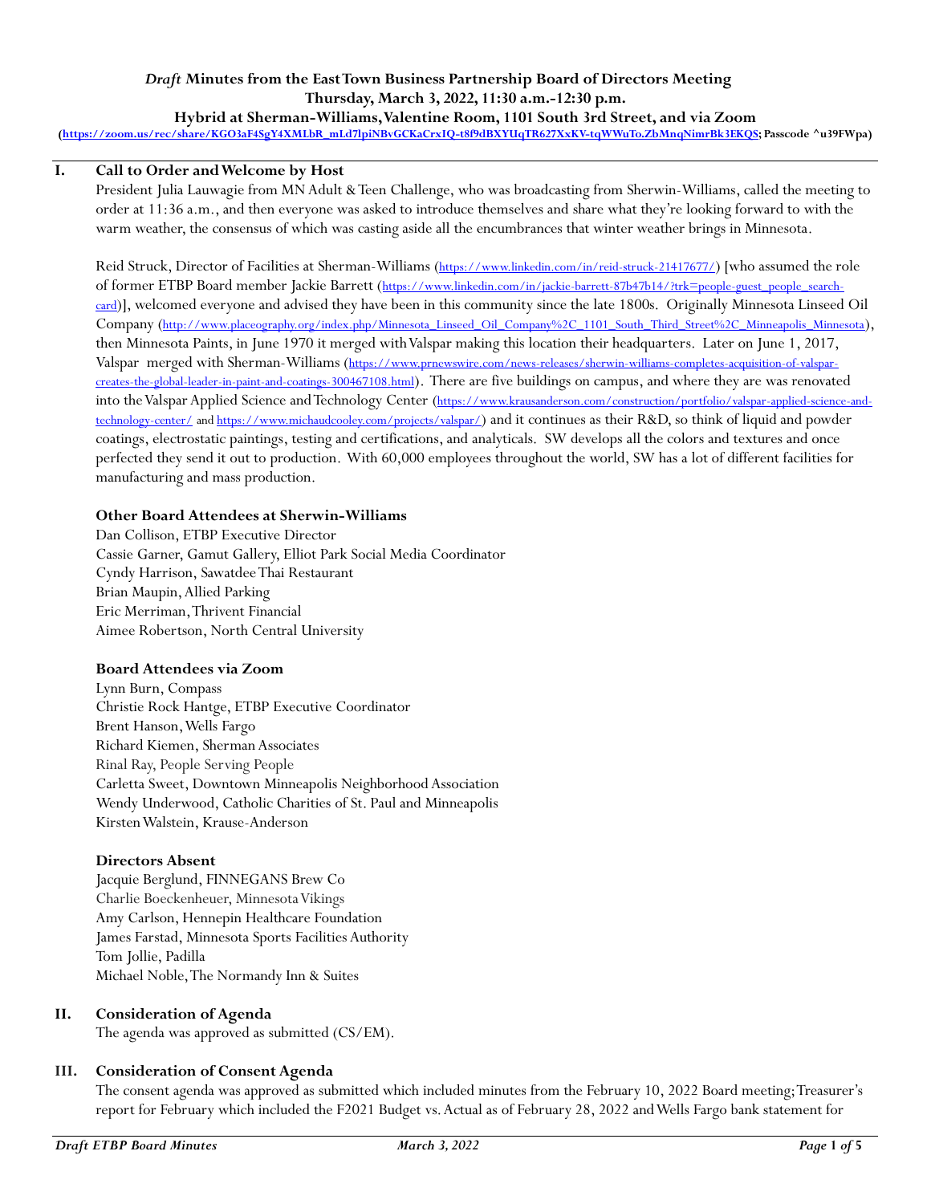# *Draft* Minutes from the East Town Business Partnership Board of Directors Meeting

**Thursday, March 3, 2022, 11:30 a.m.-12:30 p.m.**

**Hybrid at Sherman-Williams, Valentine Room, 1101 South 3rd Street, and via Zoom**

**(https://zoom.us/rec/share/KGO3aF4SgY4XMLbR_mLd7lpiNBvGCKaCrxIQ-t8f9dBXYUqTR627XxKV-tqWWuTo.ZbMnqNimrBk3EKQS; Passcode ^u39FWpa)**

## I. Call to Order and Welcome by Host

President Julia Lauwagie from MN Adult & Teen Challenge, who was broadcasting from Sherwin-Williams, called the meeting to order at 11:36 a.m., and then everyone was asked to introduce themselves and share what they're looking forward to with the warm weather, the consensus of which was casting aside all the encumbrances that winter weather brings in Minnesota.

Reid Struck, Director of Facilities at Sherman-Williams (https://www.linkedin.com/in/reid-struck-21417677/) [who assumed the role of former ETBP Board member Jackie Barrett (https://www.linkedin.com/in/jackie-barrett-87b47b14/?trk=people-guest_people_search-card)], welcomed everyone and advised they have been in this community since the late 1800s. Originally Minnesota Linseed Oil Company (http://www.placeography.org/index.php/Minnesota_Linseed_Oil_Company%2C_1101_South_Third_Street%2C_Minneapolis_Minnesota), then Minnesota Paints, in June 1970 it merged with Valspar making this location their headquarters. Later on June 1, 2017, Valspar merged with Sherman-Williams (https://www.prnewswire.com/news-releases/sherwin-williams-completes-acquisition-of-valspar-creates-the-global-leader-in-paint-and-coatings-300467108.html). There are five buildings on campus, and where they are was renovated into the Valspar Applied Science and Technology Center (https://www.krausanderson.com/construction/portfolio/valspar-applied-science-and-technology-center/ and https://www.michaudcooley.com/projects/valspar/) and it continues as their R&D, so think of liquid and powder coatings, electrostatic paintings, testing and certifications, and analyticals. SW develops all the colors and textures and once perfected they send it out to production. With 60,000 employees throughout the world, SW has a lot of different facilities for manufacturing and mass production.

### Other Board Attendees at Sherwin-Williams

Dan Collison, ETBP Executive Director
Cassie Garner, Gamut Gallery, Elliot Park Social Media Coordinator
Cyndy Harrison, Sawatdee Thai Restaurant
Brian Maupin, Allied Parking
Eric Merriman, Thrivent Financial
Aimee Robertson, North Central University

### Board Attendees via Zoom

Lynn Burn, Compass
Christie Rock Hantge, ETBP Executive Coordinator
Brent Hanson, Wells Fargo
Richard Kiemen, Sherman Associates
Rinal Ray, People Serving People
Carletta Sweet, Downtown Minneapolis Neighborhood Association
Wendy Underwood, Catholic Charities of St. Paul and Minneapolis
Kirsten Walstein, Krause-Anderson

### Directors Absent

Jacquie Berglund, FINNEGANS Brew Co
Charlie Boeckenheuer, Minnesota Vikings
Amy Carlson, Hennepin Healthcare Foundation
James Farstad, Minnesota Sports Facilities Authority
Tom Jollie, Padilla
Michael Noble, The Normandy Inn & Suites

## II. Consideration of Agenda

The agenda was approved as submitted (CS/EM).

## III. Consideration of Consent Agenda

The consent agenda was approved as submitted which included minutes from the February 10, 2022 Board meeting; Treasurer's report for February which included the F2021 Budget vs. Actual as of February 28, 2022 and Wells Fargo bank statement for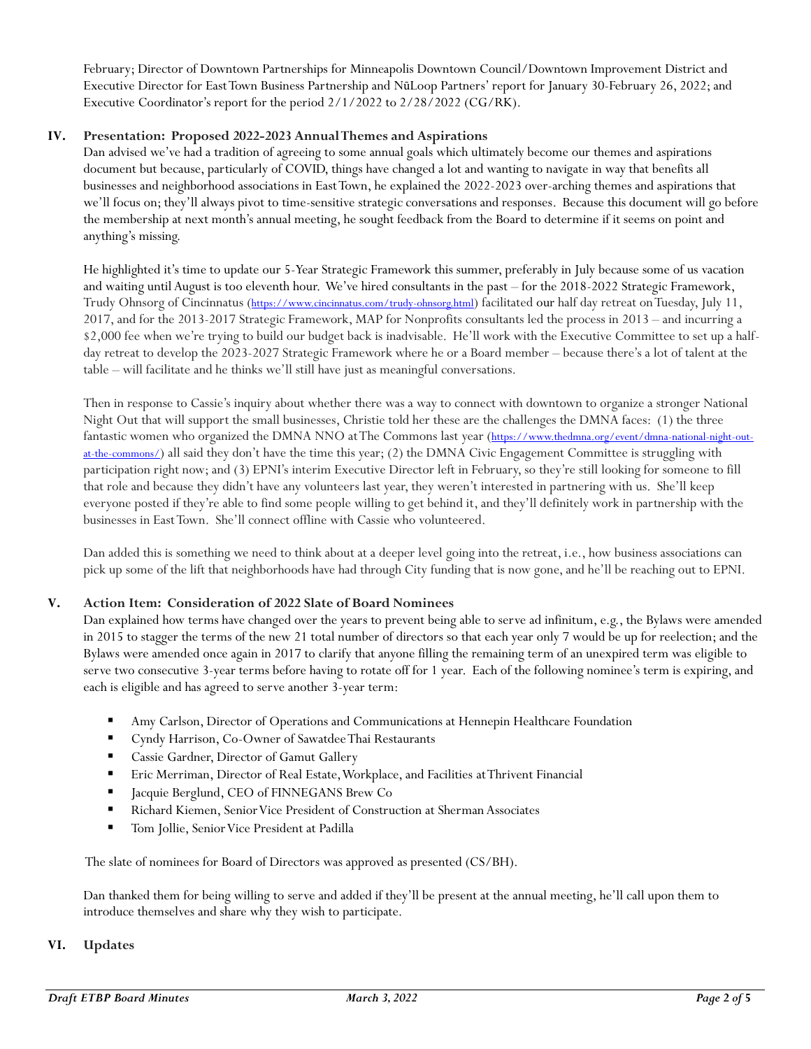February; Director of Downtown Partnerships for Minneapolis Downtown Council/Downtown Improvement District and Executive Director for East Town Business Partnership and NūLoop Partners' report for January 30-February 26, 2022; and Executive Coordinator's report for the period 2/1/2022 to 2/28/2022 (CG/RK).

## IV. Presentation: Proposed 2022-2023 Annual Themes and Aspirations

Dan advised we've had a tradition of agreeing to some annual goals which ultimately become our themes and aspirations document but because, particularly of COVID, things have changed a lot and wanting to navigate in way that benefits all businesses and neighborhood associations in East Town, he explained the 2022-2023 over-arching themes and aspirations that we'll focus on; they'll always pivot to time-sensitive strategic conversations and responses. Because this document will go before the membership at next month's annual meeting, he sought feedback from the Board to determine if it seems on point and anything's missing.

He highlighted it's time to update our 5-Year Strategic Framework this summer, preferably in July because some of us vacation and waiting until August is too eleventh hour. We've hired consultants in the past – for the 2018-2022 Strategic Framework, Trudy Ohnsorg of Cincinnatus (https://www.cincinnatus.com/trudy-ohnsorg.html) facilitated our half day retreat on Tuesday, July 11, 2017, and for the 2013-2017 Strategic Framework, MAP for Nonprofits consultants led the process in 2013 – and incurring a $2,000 fee when we're trying to build our budget back is inadvisable. He'll work with the Executive Committee to set up a half-day retreat to develop the 2023-2027 Strategic Framework where he or a Board member – because there's a lot of talent at the table – will facilitate and he thinks we'll still have just as meaningful conversations.

Then in response to Cassie's inquiry about whether there was a way to connect with downtown to organize a stronger National Night Out that will support the small businesses, Christie told her these are the challenges the DMNA faces: (1) the three fantastic women who organized the DMNA NNO at The Commons last year (https://www.thedmna.org/event/dmna-national-night-out-at-the-commons/) all said they don't have the time this year; (2) the DMNA Civic Engagement Committee is struggling with participation right now; and (3) EPNI's interim Executive Director left in February, so they're still looking for someone to fill that role and because they didn't have any volunteers last year, they weren't interested in partnering with us. She'll keep everyone posted if they're able to find some people willing to get behind it, and they'll definitely work in partnership with the businesses in East Town. She'll connect offline with Cassie who volunteered.

Dan added this is something we need to think about at a deeper level going into the retreat, i.e., how business associations can pick up some of the lift that neighborhoods have had through City funding that is now gone, and he'll be reaching out to EPNI.

## V. Action Item: Consideration of 2022 Slate of Board Nominees

Dan explained how terms have changed over the years to prevent being able to serve ad infinitum, e.g., the Bylaws were amended in 2015 to stagger the terms of the new 21 total number of directors so that each year only 7 would be up for reelection; and the Bylaws were amended once again in 2017 to clarify that anyone filling the remaining term of an unexpired term was eligible to serve two consecutive 3-year terms before having to rotate off for 1 year. Each of the following nominee's term is expiring, and each is eligible and has agreed to serve another 3-year term:

- Amy Carlson, Director of Operations and Communications at Hennepin Healthcare Foundation
- Cyndy Harrison, Co-Owner of Sawatdee Thai Restaurants
- Cassie Gardner, Director of Gamut Gallery
- Eric Merriman, Director of Real Estate, Workplace, and Facilities at Thrivent Financial
- Jacquie Berglund, CEO of FINNEGANS Brew Co
- Richard Kiemen, Senior Vice President of Construction at Sherman Associates
- Tom Jollie, Senior Vice President at Padilla

The slate of nominees for Board of Directors was approved as presented (CS/BH).

Dan thanked them for being willing to serve and added if they'll be present at the annual meeting, he'll call upon them to introduce themselves and share why they wish to participate.

## VI. Updates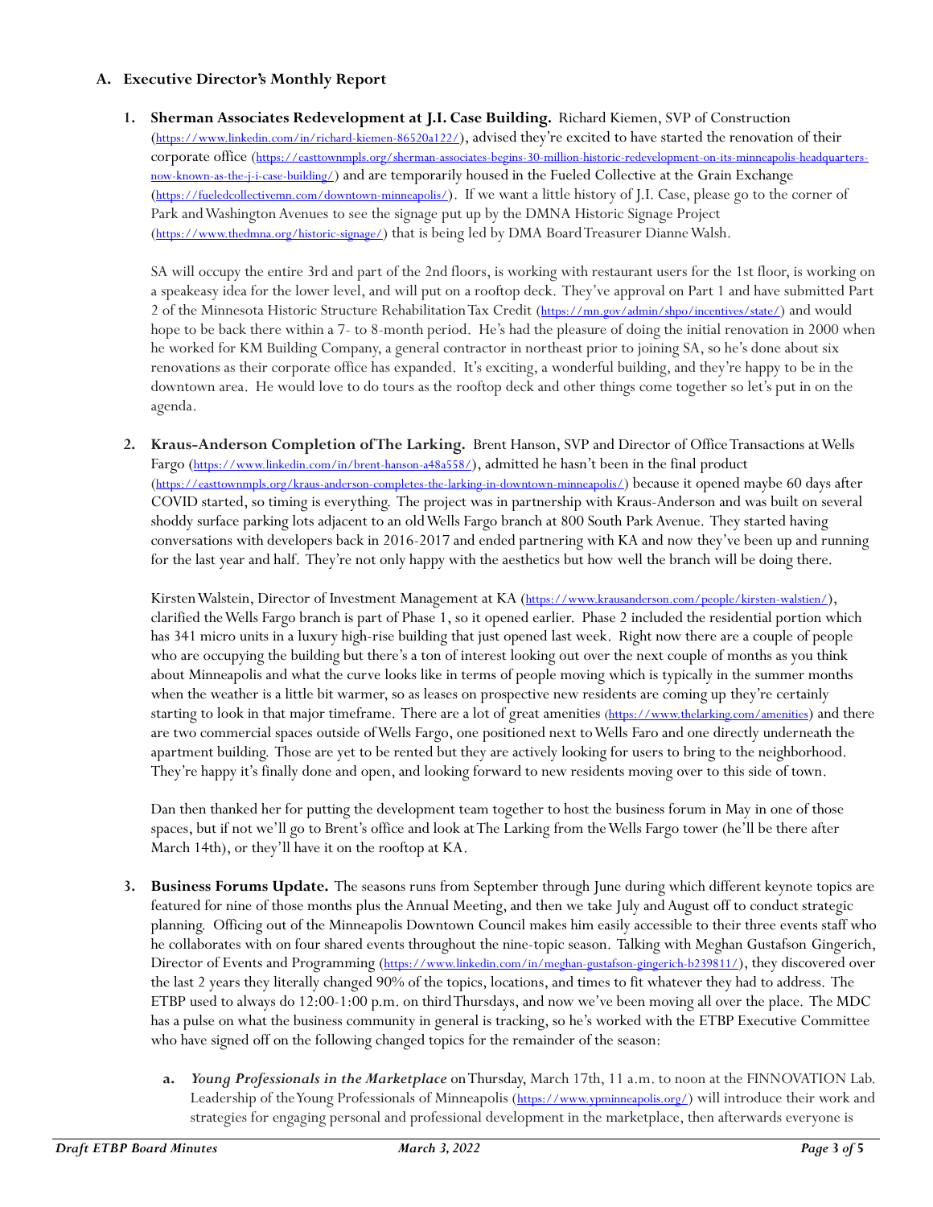## A. Executive Director's Monthly Report

1. **Sherman Associates Redevelopment at J.I. Case Building.** Richard Kiemen, SVP of Construction (https://www.linkedin.com/in/richard-kiemen-86520a122/), advised they're excited to have started the renovation of their corporate office (https://easttownmpls.org/sherman-associates-begins-30-million-historic-redevelopment-on-its-minneapolis-headquarters-now-known-as-the-j-i-case-building/) and are temporarily housed in the Fueled Collective at the Grain Exchange (https://fueledcollectivemn.com/downtown-minneapolis/). If we want a little history of J.I. Case, please go to the corner of Park and Washington Avenues to see the signage put up by the DMNA Historic Signage Project (https://www.thedmna.org/historic-signage/) that is being led by DMA Board Treasurer Dianne Walsh.

   SA will occupy the entire 3rd and part of the 2nd floors, is working with restaurant users for the 1st floor, is working on a speakeasy idea for the lower level, and will put on a rooftop deck. They've approval on Part 1 and have submitted Part 2 of the Minnesota Historic Structure Rehabilitation Tax Credit (https://mn.gov/admin/shpo/incentives/state/) and would hope to be back there within a 7- to 8-month period. He's had the pleasure of doing the initial renovation in 2000 when he worked for KM Building Company, a general contractor in northeast prior to joining SA, so he's done about six renovations as their corporate office has expanded. It's exciting, a wonderful building, and they're happy to be in the downtown area. He would love to do tours as the rooftop deck and other things come together so let's put in on the agenda.

2. **Kraus-Anderson Completion of The Larking.** Brent Hanson, SVP and Director of Office Transactions at Wells Fargo (https://www.linkedin.com/in/brent-hanson-a48a558/), admitted he hasn't been in the final product (https://easttownmpls.org/kraus-anderson-completes-the-larking-in-downtown-minneapolis/) because it opened maybe 60 days after COVID started, so timing is everything. The project was in partnership with Kraus-Anderson and was built on several shoddy surface parking lots adjacent to an old Wells Fargo branch at 800 South Park Avenue. They started having conversations with developers back in 2016-2017 and ended partnering with KA and now they've been up and running for the last year and half. They're not only happy with the aesthetics but how well the branch will be doing there.

   Kirsten Walstein, Director of Investment Management at KA (https://www.krausanderson.com/people/kirsten-walstien/), clarified the Wells Fargo branch is part of Phase 1, so it opened earlier. Phase 2 included the residential portion which has 341 micro units in a luxury high-rise building that just opened last week. Right now there are a couple of people who are occupying the building but there's a ton of interest looking out over the next couple of months as you think about Minneapolis and what the curve looks like in terms of people moving which is typically in the summer months when the weather is a little bit warmer, so as leases on prospective new residents are coming up they're certainly starting to look in that major timeframe. There are a lot of great amenities (https://www.thelarking.com/amenities) and there are two commercial spaces outside of Wells Fargo, one positioned next to Wells Faro and one directly underneath the apartment building. Those are yet to be rented but they are actively looking for users to bring to the neighborhood. They're happy it's finally done and open, and looking forward to new residents moving over to this side of town.

   Dan then thanked her for putting the development team together to host the business forum in May in one of those spaces, but if not we'll go to Brent's office and look at The Larking from the Wells Fargo tower (he'll be there after March 14th), or they'll have it on the rooftop at KA.

3. **Business Forums Update.** The seasons runs from September through June during which different keynote topics are featured for nine of those months plus the Annual Meeting, and then we take July and August off to conduct strategic planning. Officing out of the Minneapolis Downtown Council makes him easily accessible to their three events staff who he collaborates with on four shared events throughout the nine-topic season. Talking with Meghan Gustafson Gingerich, Director of Events and Programming (https://www.linkedin.com/in/meghan-gustafson-gingerich-b239811/), they discovered over the last 2 years they literally changed 90% of the topics, locations, and times to fit whatever they had to address. The ETBP used to always do 12:00-1:00 p.m. on third Thursdays, and now we've been moving all over the place. The MDC has a pulse on what the business community in general is tracking, so he's worked with the ETBP Executive Committee who have signed off on the following changed topics for the remainder of the season:

   a. ***Young Professionals in the Marketplace*** on Thursday, March 17th, 11 a.m. to noon at the FINNOVATION Lab. Leadership of the Young Professionals of Minneapolis (https://www.ypminneapolis.org/) will introduce their work and strategies for engaging personal and professional development in the marketplace, then afterwards everyone is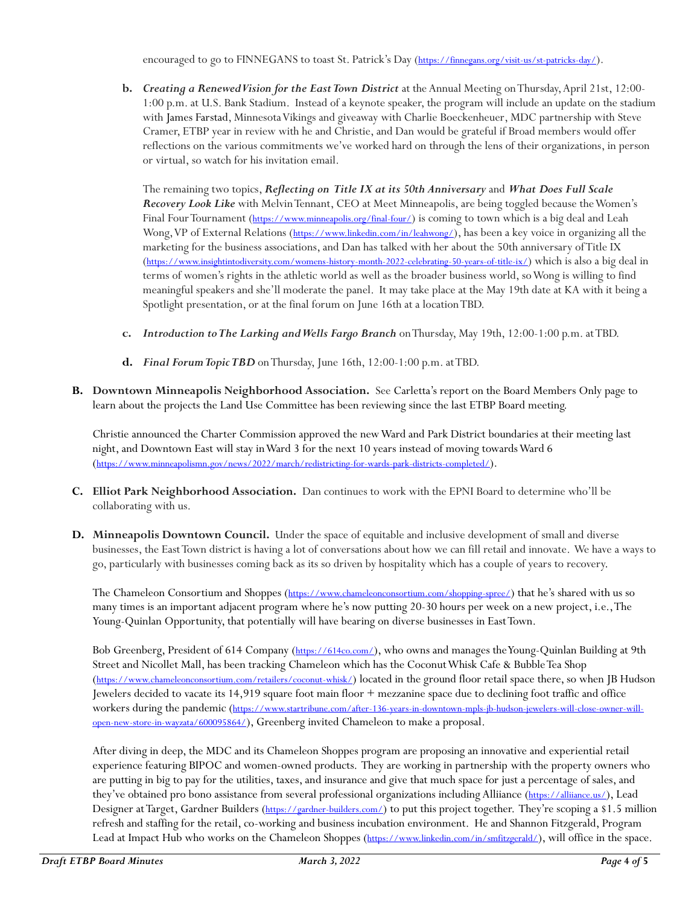encouraged to go to FINNEGANS to toast St. Patrick's Day (https://finnegans.org/visit-us/st-patricks-day/).

**b.** ***Creating a Renewed Vision for the East Town District*** at the Annual Meeting on Thursday, April 21st, 12:00-1:00 p.m. at U.S. Bank Stadium. Instead of a keynote speaker, the program will include an update on the stadium with James Farstad, Minnesota Vikings and giveaway with Charlie Boeckenheuer, MDC partnership with Steve Cramer, ETBP year in review with he and Christie, and Dan would be grateful if Broad members would offer reflections on the various commitments we've worked hard on through the lens of their organizations, in person or virtual, so watch for his invitation email.

The remaining two topics, ***Reflecting on Title IX at its 50th Anniversary*** and ***What Does Full Scale Recovery Look Like*** with Melvin Tennant, CEO at Meet Minneapolis, are being toggled because the Women's Final Four Tournament (https://www.minneapolis.org/final-four/) is coming to town which is a big deal and Leah Wong, VP of External Relations (https://www.linkedin.com/in/leahwong/), has been a key voice in organizing all the marketing for the business associations, and Dan has talked with her about the 50th anniversary of Title IX (https://www.insightintodiversity.com/womens-history-month-2022-celebrating-50-years-of-title-ix/) which is also a big deal in terms of women's rights in the athletic world as well as the broader business world, so Wong is willing to find meaningful speakers and she'll moderate the panel. It may take place at the May 19th date at KA with it being a Spotlight presentation, or at the final forum on June 16th at a location TBD.

**c.** ***Introduction to The Larking and Wells Fargo Branch*** on Thursday, May 19th, 12:00-1:00 p.m. at TBD.

**d.** ***Final Forum Topic TBD*** on Thursday, June 16th, 12:00-1:00 p.m. at TBD.

**B. Downtown Minneapolis Neighborhood Association.** See Carletta's report on the Board Members Only page to learn about the projects the Land Use Committee has been reviewing since the last ETBP Board meeting.

Christie announced the Charter Commission approved the new Ward and Park District boundaries at their meeting last night, and Downtown East will stay in Ward 3 for the next 10 years instead of moving towards Ward 6 (https://www.minneapolismn.gov/news/2022/march/redistricting-for-wards-park-districts-completed/).

**C. Elliot Park Neighborhood Association.** Dan continues to work with the EPNI Board to determine who'll be collaborating with us.

**D. Minneapolis Downtown Council.** Under the space of equitable and inclusive development of small and diverse businesses, the East Town district is having a lot of conversations about how we can fill retail and innovate. We have a ways to go, particularly with businesses coming back as its so driven by hospitality which has a couple of years to recovery.

The Chameleon Consortium and Shoppes (https://www.chameleonconsortium.com/shopping-spree/) that he's shared with us so many times is an important adjacent program where he's now putting 20-30 hours per week on a new project, i.e., The Young-Quinlan Opportunity, that potentially will have bearing on diverse businesses in East Town.

Bob Greenberg, President of 614 Company (https://614co.com/), who owns and manages the Young-Quinlan Building at 9th Street and Nicollet Mall, has been tracking Chameleon which has the Coconut Whisk Cafe & Bubble Tea Shop (https://www.chameleonconsortium.com/retailers/coconut-whisk/) located in the ground floor retail space there, so when JB Hudson Jewelers decided to vacate its 14,919 square foot main floor + mezzanine space due to declining foot traffic and office workers during the pandemic (https://www.startribune.com/after-136-years-in-downtown-mpls-jb-hudson-jewelers-will-close-owner-will-open-new-store-in-wayzata/600095864/), Greenberg invited Chameleon to make a proposal.

After diving in deep, the MDC and its Chameleon Shoppes program are proposing an innovative and experiential retail experience featuring BIPOC and women-owned products. They are working in partnership with the property owners who are putting in big to pay for the utilities, taxes, and insurance and give that much space for just a percentage of sales, and they've obtained pro bono assistance from several professional organizations including Alliiance (https://alliiance.us/), Lead Designer at Target, Gardner Builders (https://gardner-builders.com/) to put this project together. They're scoping a $1.5 million refresh and staffing for the retail, co-working and business incubation environment. He and Shannon Fitzgerald, Program Lead at Impact Hub who works on the Chameleon Shoppes (https://www.linkedin.com/in/smfitzgerald/), will office in the space.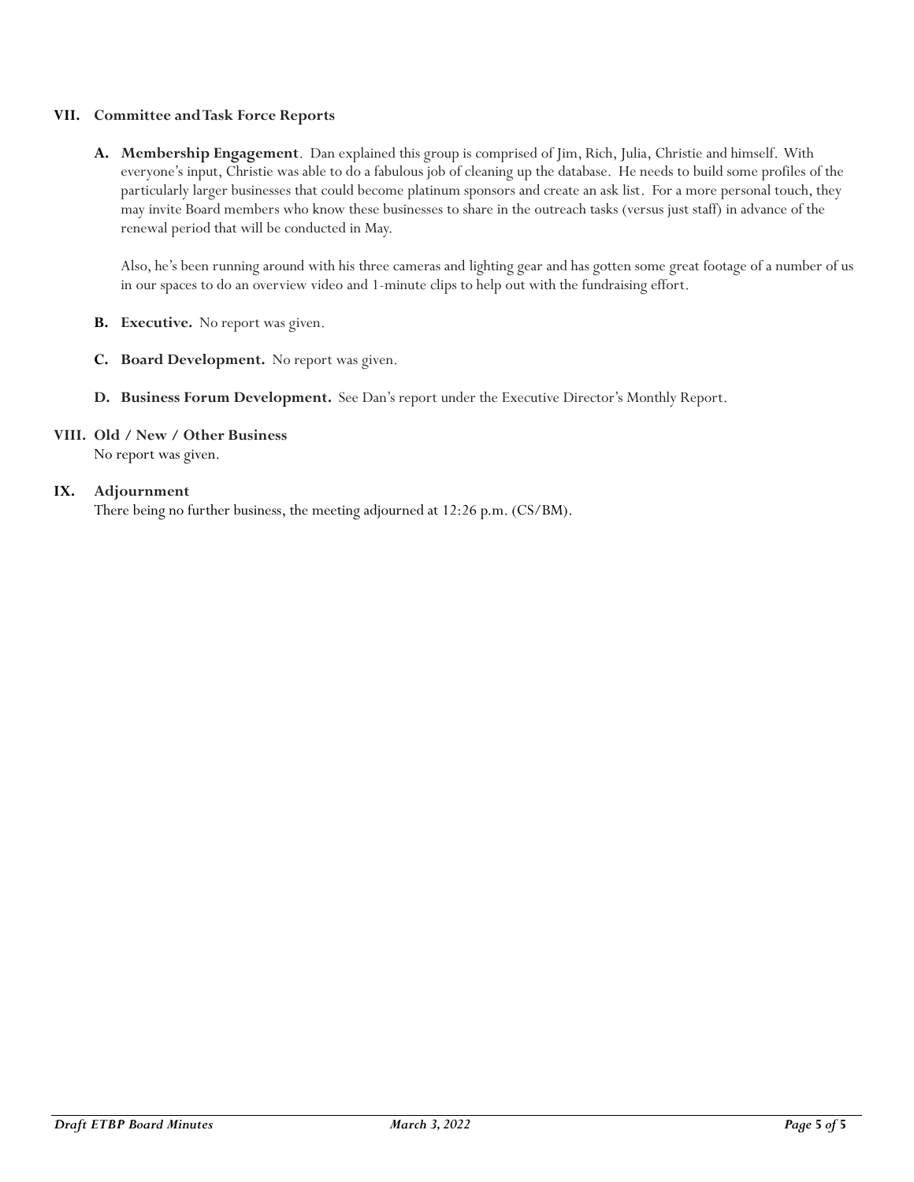## VII. Committee and Task Force Reports

**A. Membership Engagement**. Dan explained this group is comprised of Jim, Rich, Julia, Christie and himself. With everyone's input, Christie was able to do a fabulous job of cleaning up the database. He needs to build some profiles of the particularly larger businesses that could become platinum sponsors and create an ask list. For a more personal touch, they may invite Board members who know these businesses to share in the outreach tasks (versus just staff) in advance of the renewal period that will be conducted in May.

Also, he's been running around with his three cameras and lighting gear and has gotten some great footage of a number of us in our spaces to do an overview video and 1-minute clips to help out with the fundraising effort.

**B. Executive.** No report was given.

**C. Board Development.** No report was given.

**D. Business Forum Development.** See Dan's report under the Executive Director's Monthly Report.

## VIII. Old / New / Other Business

No report was given.

## IX. Adjournment

There being no further business, the meeting adjourned at 12:26 p.m. (CS/BM).